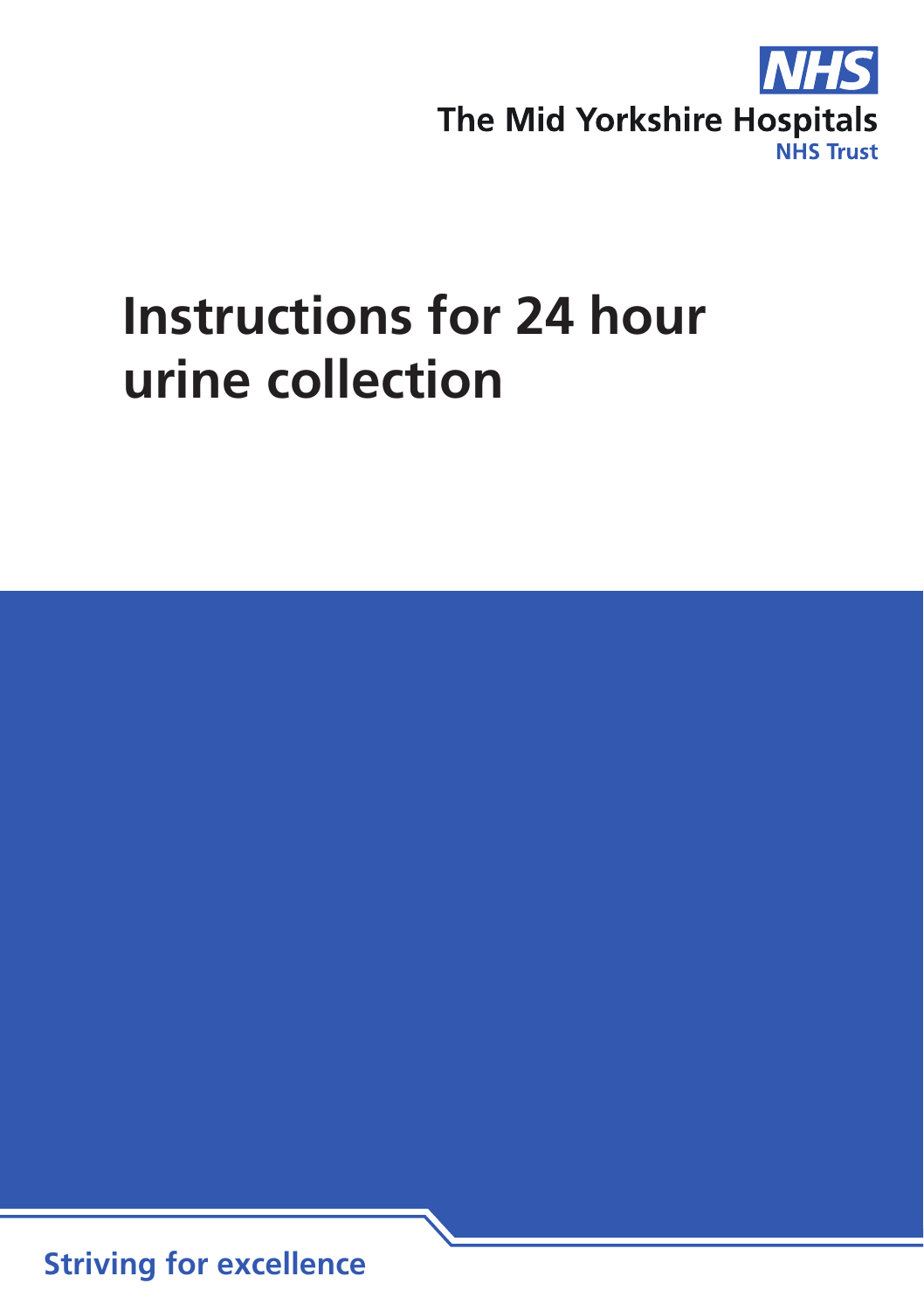NHS

The Mid Yorkshire Hospitals

NHS Trust

# Instructions for 24 hour urine collection

Striving for excellence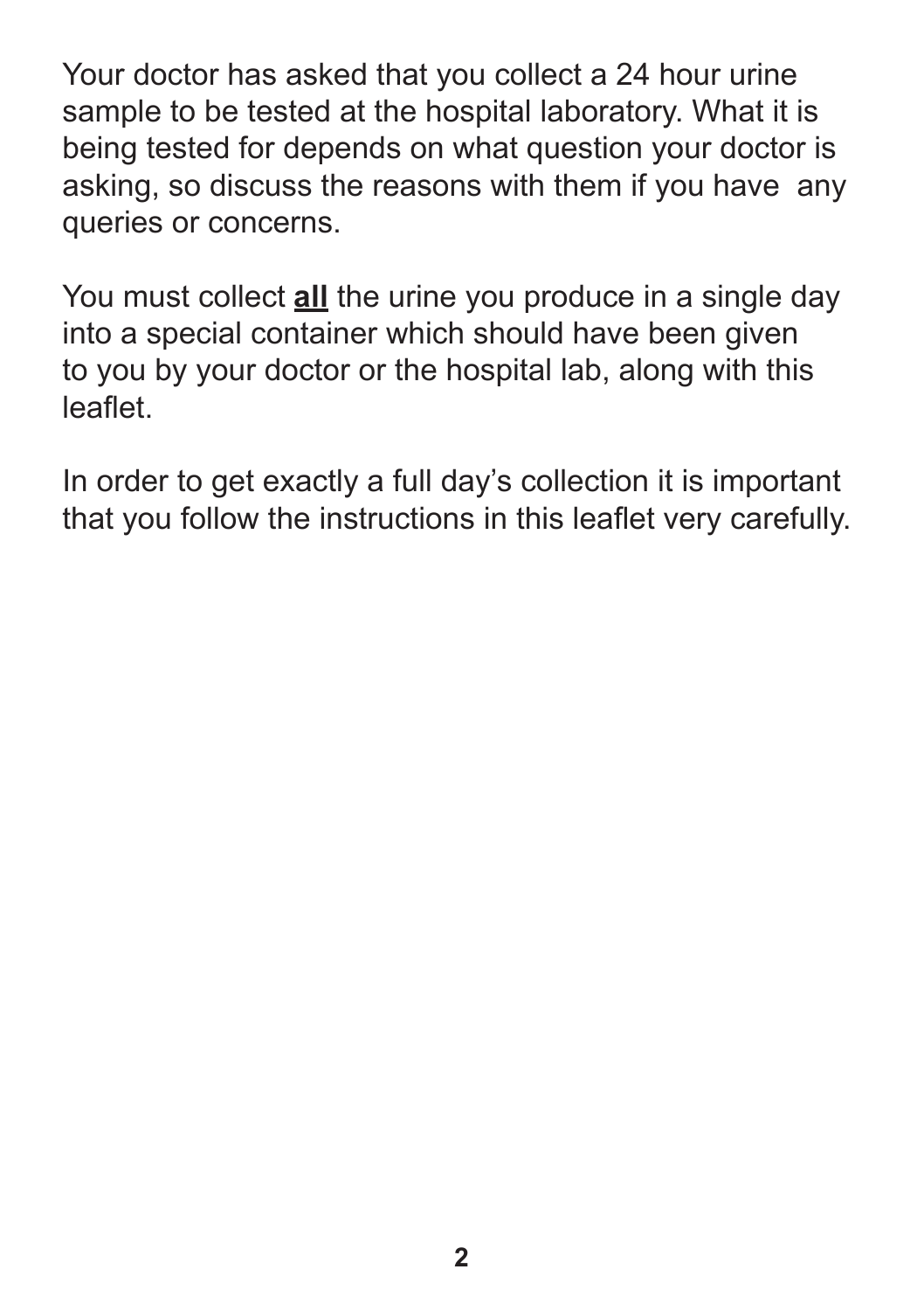Your doctor has asked that you collect a 24 hour urine sample to be tested at the hospital laboratory. What it is being tested for depends on what question your doctor is asking, so discuss the reasons with them if you have any queries or concerns.

You must collect **<u>all</u>** the urine you produce in a single day into a special container which should have been given to you by your doctor or the hospital lab, along with this leaflet.

In order to get exactly a full day's collection it is important that you follow the instructions in this leaflet very carefully.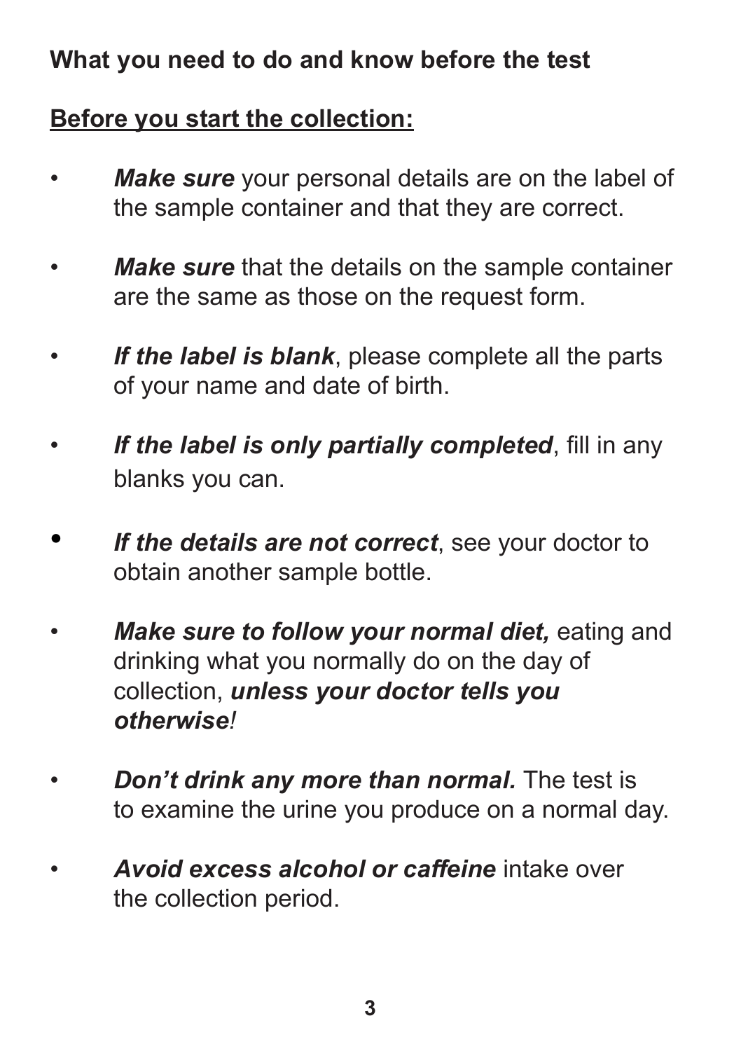## What you need to do and know before the test

### Before you start the collection:

- ***Make sure*** your personal details are on the label of the sample container and that they are correct.
- ***Make sure*** that the details on the sample container are the same as those on the request form.
- ***If the label is blank***, please complete all the parts of your name and date of birth.
- ***If the label is only partially completed***, fill in any blanks you can.
- ***If the details are not correct***, see your doctor to obtain another sample bottle.
- ***Make sure to follow your normal diet,*** eating and drinking what you normally do on the day of collection, ***unless your doctor tells you otherwise!***
- ***Don't drink any more than normal.*** The test is to examine the urine you produce on a normal day.
- ***Avoid excess alcohol or caffeine*** intake over the collection period.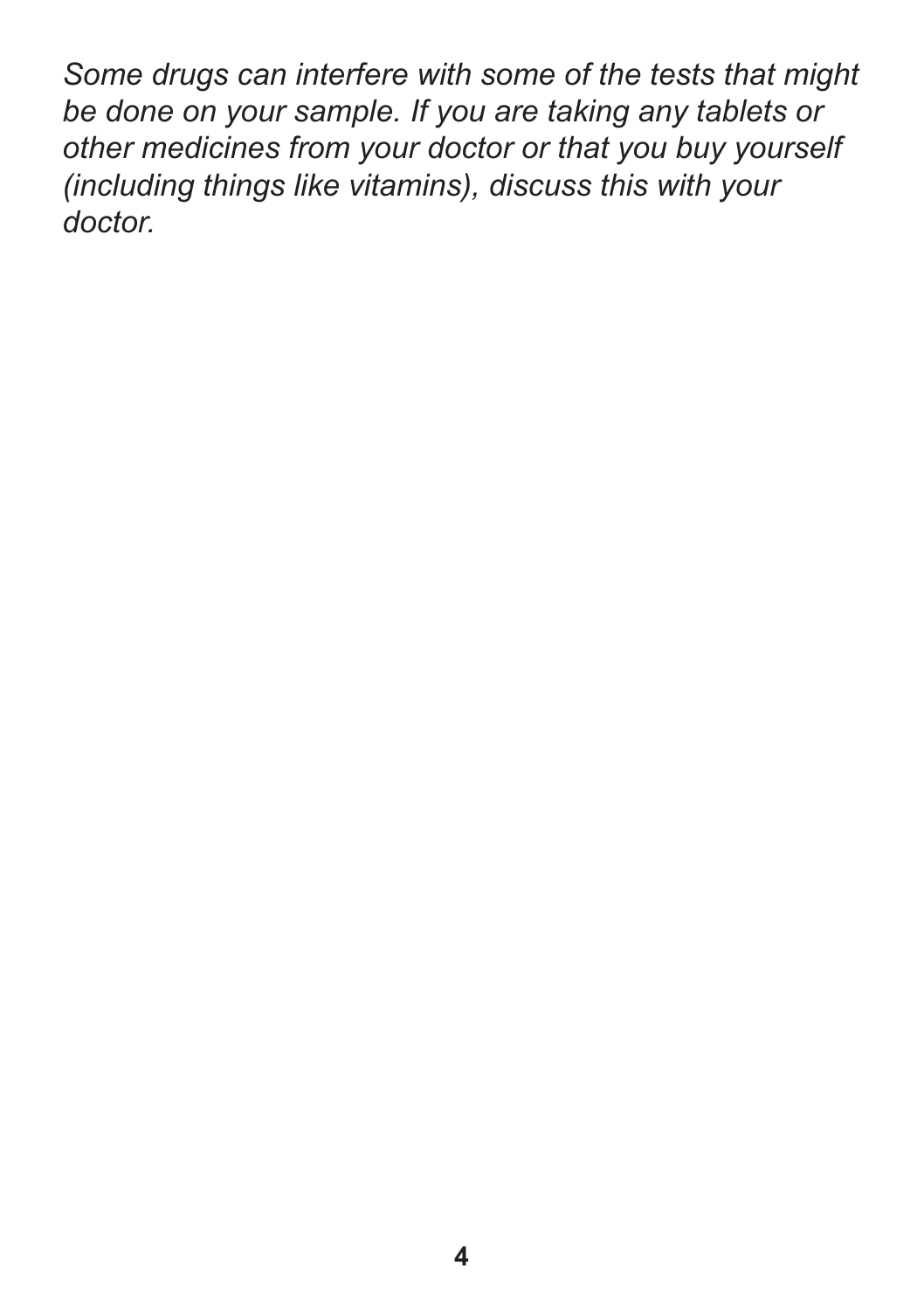*Some drugs can interfere with some of the tests that might be done on your sample. If you are taking any tablets or other medicines from your doctor or that you buy yourself (including things like vitamins), discuss this with your doctor.*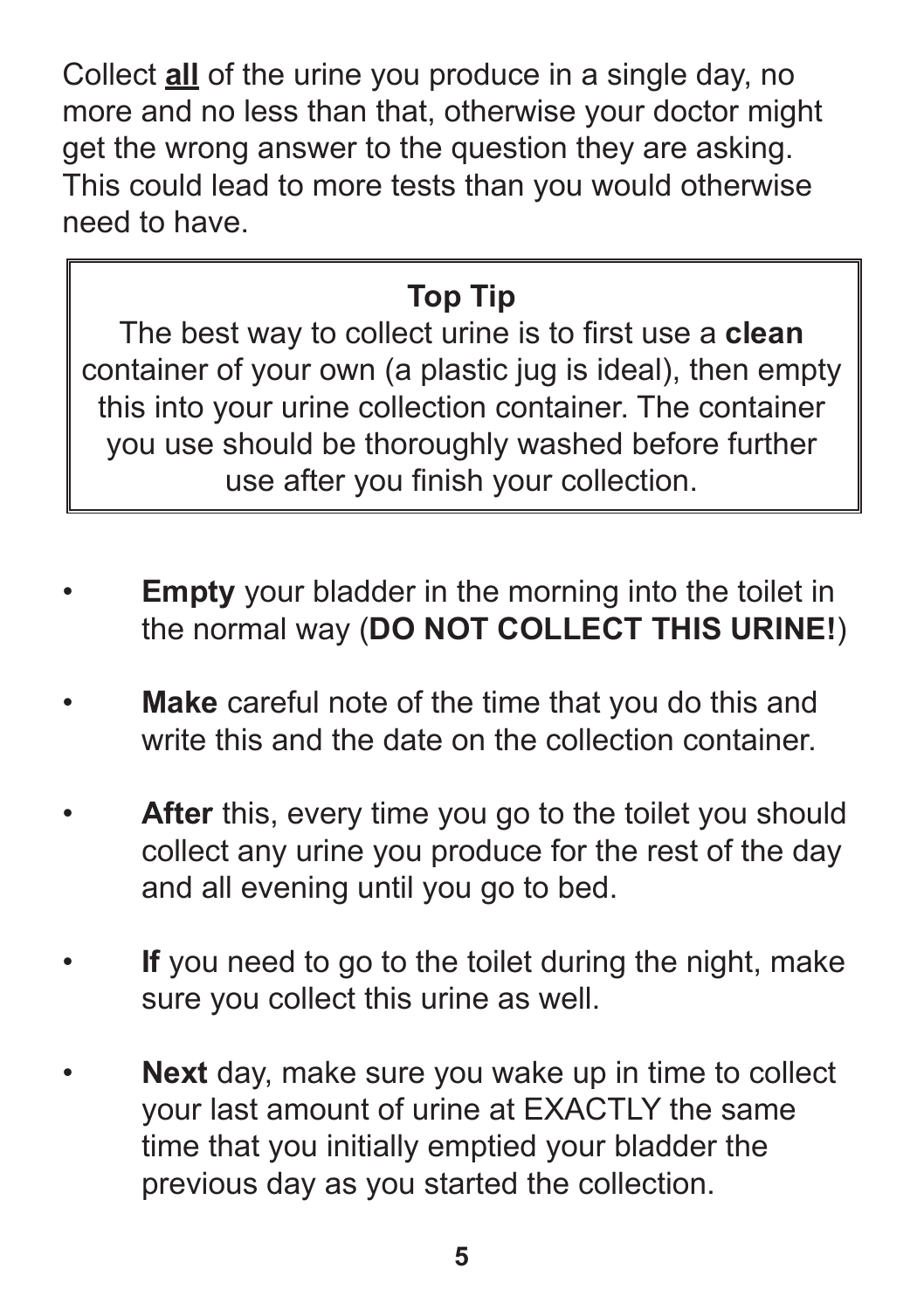Collect **all** of the urine you produce in a single day, no more and no less than that, otherwise your doctor might get the wrong answer to the question they are asking. This could lead to more tests than you would otherwise need to have.

> **Top Tip**
>
> The best way to collect urine is to first use a **clean** container of your own (a plastic jug is ideal), then empty this into your urine collection container. The container you use should be thoroughly washed before further use after you finish your collection.

- **Empty** your bladder in the morning into the toilet in the normal way (**DO NOT COLLECT THIS URINE!**)
- **Make** careful note of the time that you do this and write this and the date on the collection container.
- **After** this, every time you go to the toilet you should collect any urine you produce for the rest of the day and all evening until you go to bed.
- **If** you need to go to the toilet during the night, make sure you collect this urine as well.
- **Next** day, make sure you wake up in time to collect your last amount of urine at EXACTLY the same time that you initially emptied your bladder the previous day as you started the collection.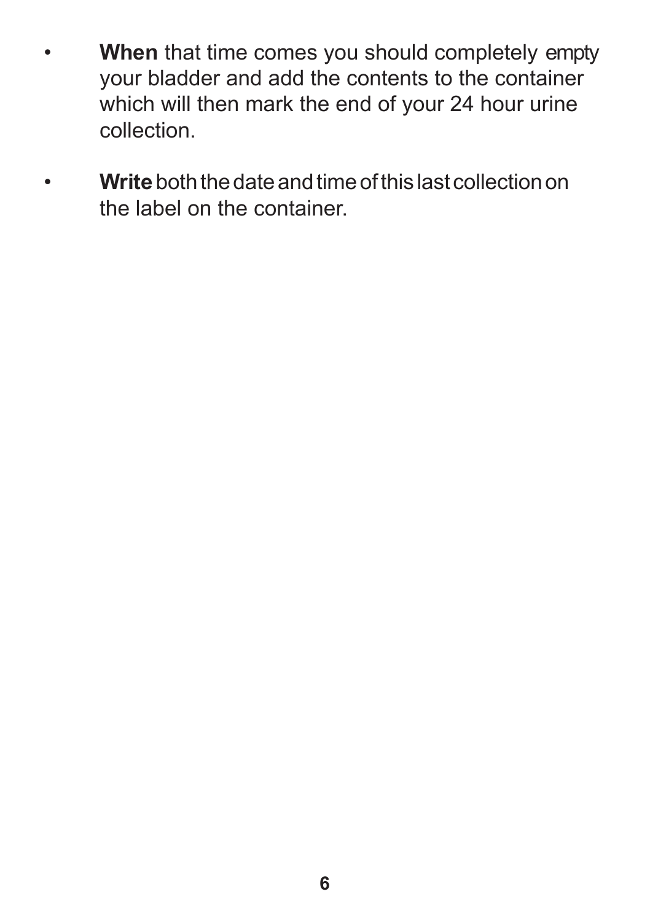- **When** that time comes you should completely empty your bladder and add the contents to the container which will then mark the end of your 24 hour urine collection.

- **Write** both the date and time of this last collection on the label on the container.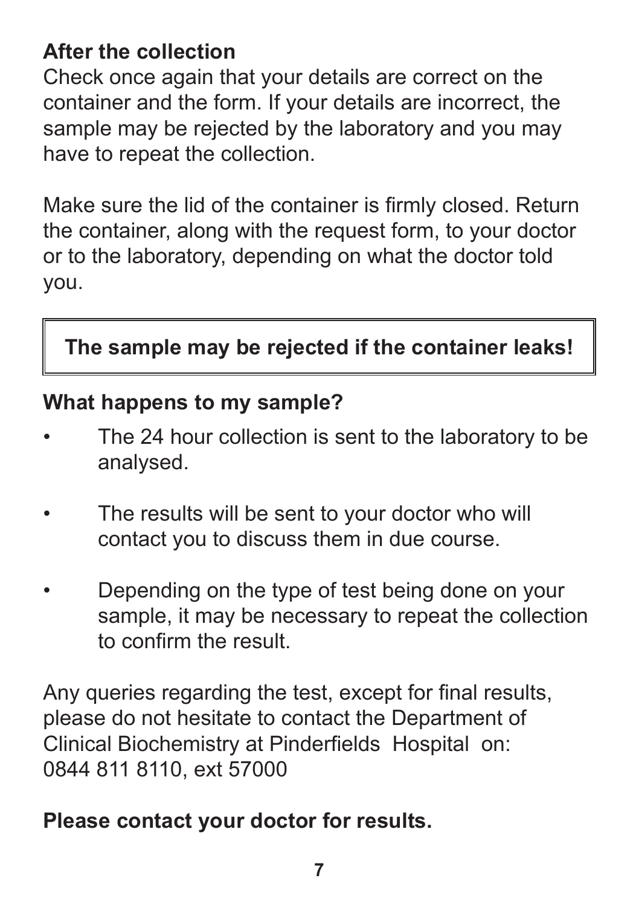**After the collection**

Check once again that your details are correct on the container and the form. If your details are incorrect, the sample may be rejected by the laboratory and you may have to repeat the collection.

Make sure the lid of the container is firmly closed. Return the container, along with the request form, to your doctor or to the laboratory, depending on what the doctor told you.

**The sample may be rejected if the container leaks!**

**What happens to my sample?**

- The 24 hour collection is sent to the laboratory to be analysed.
- The results will be sent to your doctor who will contact you to discuss them in due course.
- Depending on the type of test being done on your sample, it may be necessary to repeat the collection to confirm the result.

Any queries regarding the test, except for final results, please do not hesitate to contact the Department of Clinical Biochemistry at Pinderfields Hospital on: 0844 811 8110, ext 57000

**Please contact your doctor for results.**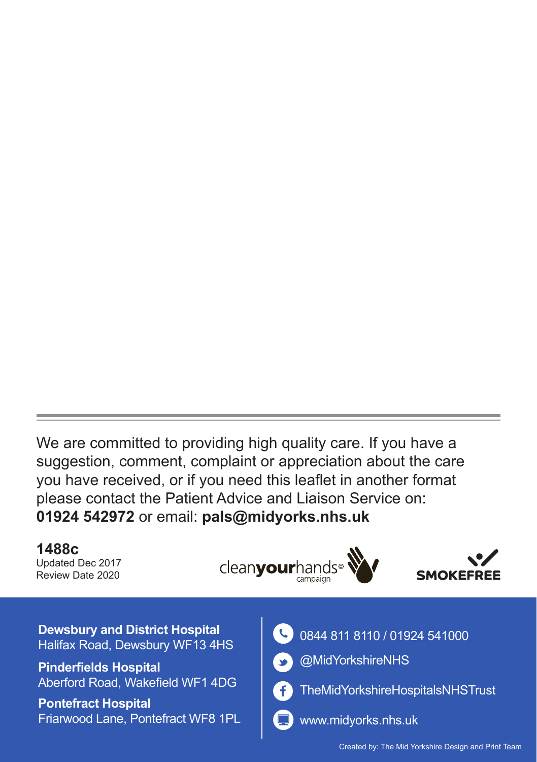We are committed to providing high quality care. If you have a suggestion, comment, complaint or appreciation about the care you have received, or if you need this leaflet in another format please contact the Patient Advice and Liaison Service on: **01924 542972** or email: **pals@midyorks.nhs.uk**

**1488c**
Updated Dec 2017
Review Date 2020

cleanyourhands campaign

SMOKEFREE

**Dewsbury and District Hospital**
Halifax Road, Dewsbury WF13 4HS

**Pinderfields Hospital**
Aberford Road, Wakefield WF1 4DG

**Pontefract Hospital**
Friarwood Lane, Pontefract WF8 1PL

0844 811 8110 / 01924 541000

@MidYorkshireNHS

TheMidYorkshireHospitalsNHSTrust

www.midyorks.nhs.uk

Created by: The Mid Yorkshire Design and Print Team